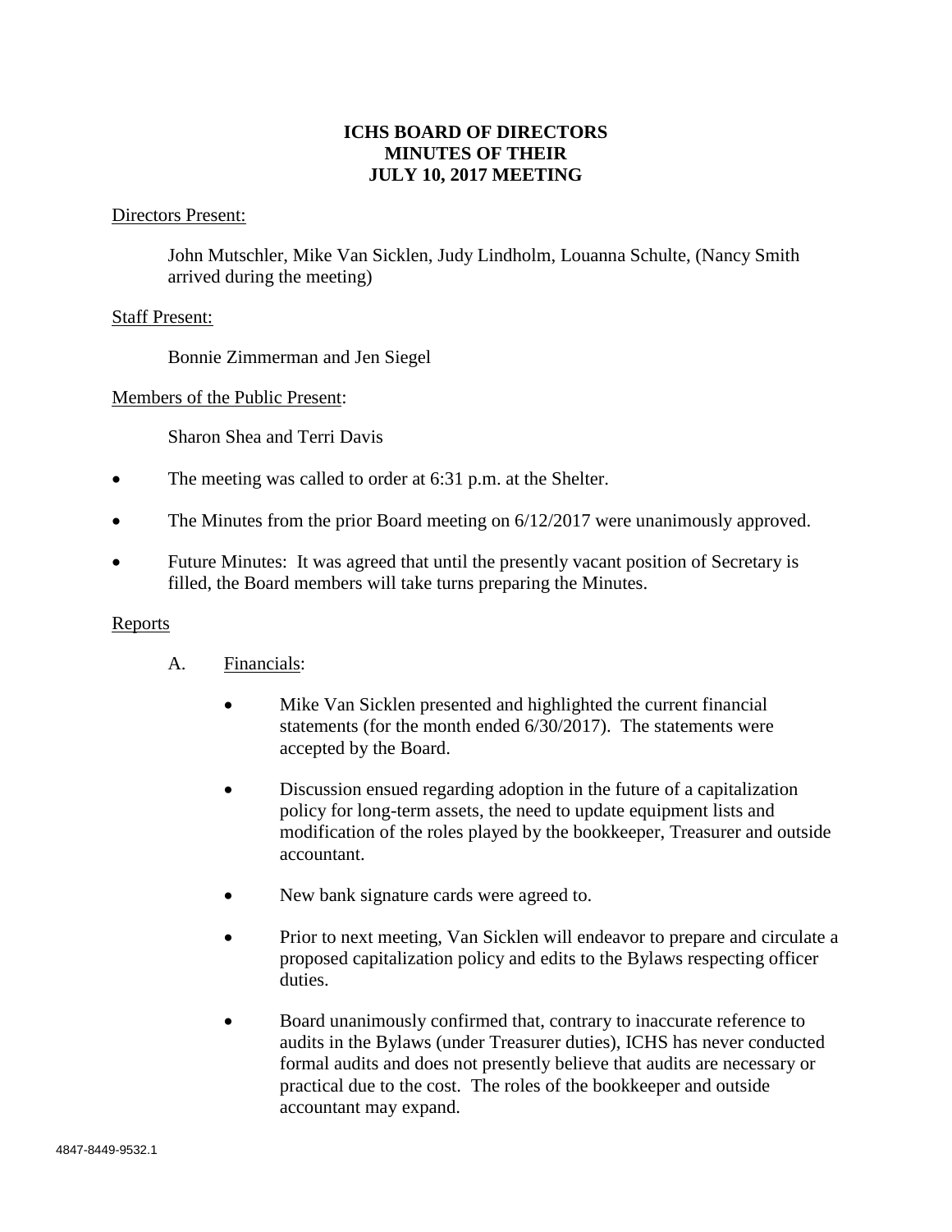# ICHS BOARD OF DIRECTORS
# MINUTES OF THEIR
# JULY 10, 2017 MEETING

Directors Present:

John Mutschler, Mike Van Sicklen, Judy Lindholm, Louanna Schulte, (Nancy Smith arrived during the meeting)

Staff Present:

Bonnie Zimmerman and Jen Siegel

Members of the Public Present:

Sharon Shea and Terri Davis

- The meeting was called to order at 6:31 p.m. at the Shelter.
- The Minutes from the prior Board meeting on 6/12/2017 were unanimously approved.
- Future Minutes: It was agreed that until the presently vacant position of Secretary is filled, the Board members will take turns preparing the Minutes.

Reports

A. Financials:

- Mike Van Sicklen presented and highlighted the current financial statements (for the month ended 6/30/2017). The statements were accepted by the Board.
- Discussion ensued regarding adoption in the future of a capitalization policy for long-term assets, the need to update equipment lists and modification of the roles played by the bookkeeper, Treasurer and outside accountant.
- New bank signature cards were agreed to.
- Prior to next meeting, Van Sicklen will endeavor to prepare and circulate a proposed capitalization policy and edits to the Bylaws respecting officer duties.
- Board unanimously confirmed that, contrary to inaccurate reference to audits in the Bylaws (under Treasurer duties), ICHS has never conducted formal audits and does not presently believe that audits are necessary or practical due to the cost. The roles of the bookkeeper and outside accountant may expand.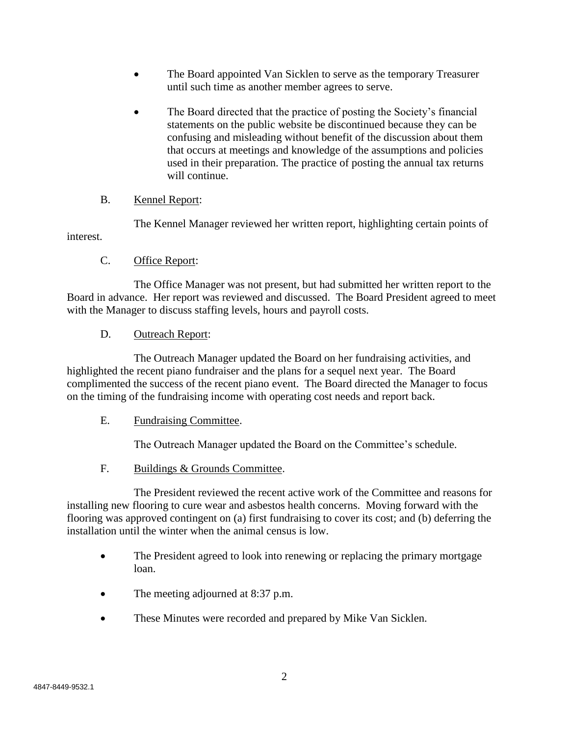- The Board appointed Van Sicklen to serve as the temporary Treasurer until such time as another member agrees to serve.

- The Board directed that the practice of posting the Society's financial statements on the public website be discontinued because they can be confusing and misleading without benefit of the discussion about them that occurs at meetings and knowledge of the assumptions and policies used in their preparation. The practice of posting the annual tax returns will continue.

B. Kennel Report:

The Kennel Manager reviewed her written report, highlighting certain points of interest.

C. Office Report:

The Office Manager was not present, but had submitted her written report to the Board in advance. Her report was reviewed and discussed. The Board President agreed to meet with the Manager to discuss staffing levels, hours and payroll costs.

D. Outreach Report:

The Outreach Manager updated the Board on her fundraising activities, and highlighted the recent piano fundraiser and the plans for a sequel next year. The Board complimented the success of the recent piano event. The Board directed the Manager to focus on the timing of the fundraising income with operating cost needs and report back.

E. Fundraising Committee.

The Outreach Manager updated the Board on the Committee's schedule.

F. Buildings & Grounds Committee.

The President reviewed the recent active work of the Committee and reasons for installing new flooring to cure wear and asbestos health concerns. Moving forward with the flooring was approved contingent on (a) first fundraising to cover its cost; and (b) deferring the installation until the winter when the animal census is low.

- The President agreed to look into renewing or replacing the primary mortgage loan.

- The meeting adjourned at 8:37 p.m.

- These Minutes were recorded and prepared by Mike Van Sicklen.

4847-8449-9532.1